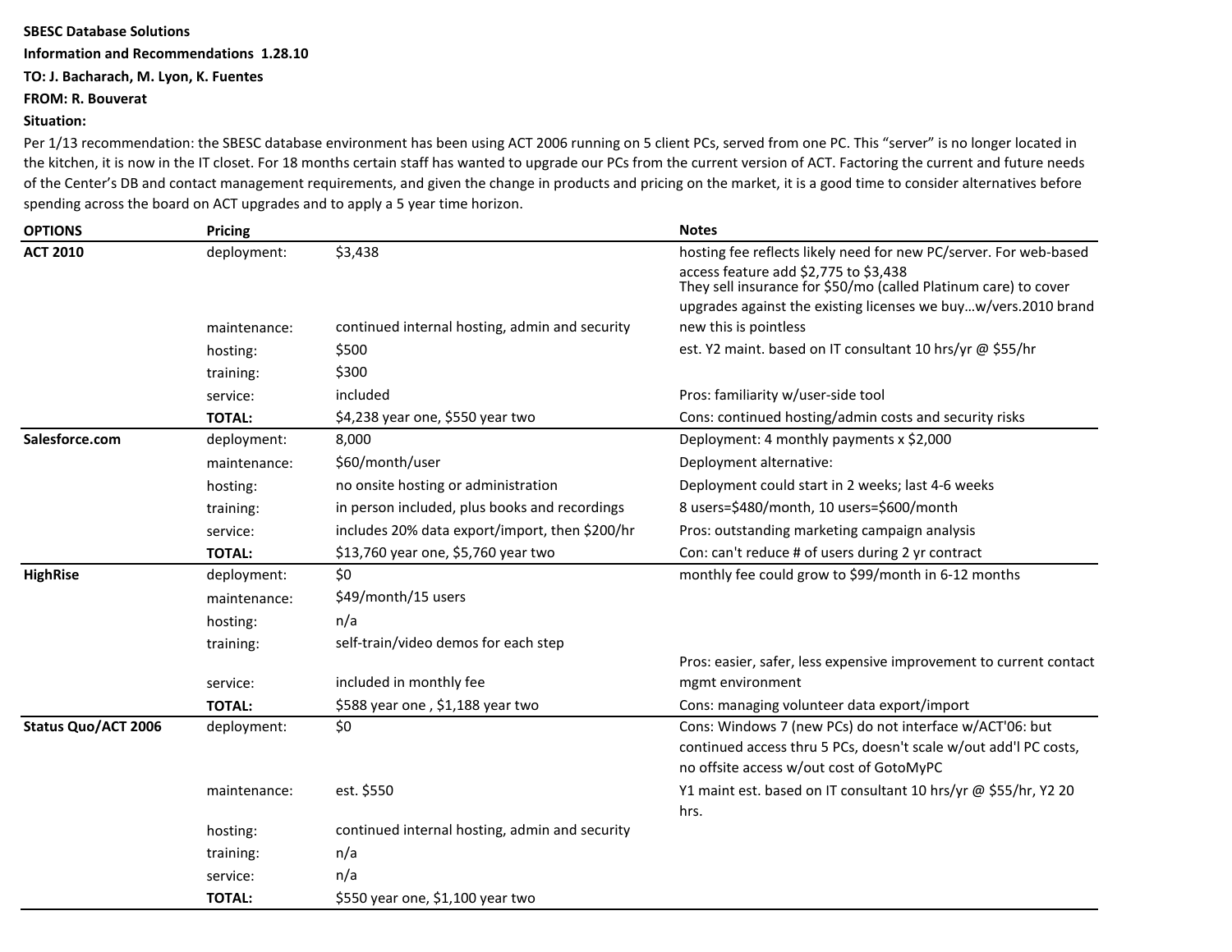**SBESC Database Solutions**

**Information and Recommendations 1.28.10**

**TO: J. Bacharach, M. Lyon, K. Fuentes**

**FROM: R. Bouverat**

**Situation:**

Per 1/13 recommendation: the SBESC database environment has been using ACT 2006 running on 5 client PCs, served from one PC. This "server" is no longer located in the kitchen, it is now in the IT closet. For 18 months certain staff has wanted to upgrade our PCs from the current version of ACT. Factoring the current and future needs of the Center's DB and contact management requirements, and given the change in products and pricing on the market, it is a good time to consider alternatives before spending across the board on ACT upgrades and to apply a 5 year time horizon.

| OPTIONS | Pricing | | Notes |
|---|---|---|---|
| **ACT 2010** | deployment: | $3,438 | hosting fee reflects likely need for new PC/server. For web-based access feature add $2,775 to $3,438<br>They sell insurance for $50/mo (called Platinum care) to cover upgrades against the existing licenses we buy...w/vers.2010 brand new this is pointless |
| | maintenance: | continued internal hosting, admin and security | |
| | hosting: | $500 | est. Y2 maint. based on IT consultant 10 hrs/yr @ $55/hr |
| | training: | $300 | |
| | service: | included | Pros: familiarity w/user-side tool |
| | **TOTAL:** | $4,238 year one, $550 year two | Cons: continued hosting/admin costs and security risks |
| **Salesforce.com** | deployment: | 8,000 | Deployment: 4 monthly payments x $2,000 |
| | maintenance: | $60/month/user | Deployment alternative: |
| | hosting: | no onsite hosting or administration | Deployment could start in 2 weeks; last 4-6 weeks |
| | training: | in person included, plus books and recordings | 8 users=$480/month, 10 users=$600/month |
| | service: | includes 20% data export/import, then $200/hr | Pros: outstanding marketing campaign analysis |
| | **TOTAL:** | $13,760 year one, $5,760 year two | Con: can't reduce # of users during 2 yr contract |
| **HighRise** | deployment: | $0 | monthly fee could grow to $99/month in 6-12 months |
| | maintenance: | $49/month/15 users | |
| | hosting: | n/a | |
| | training: | self-train/video demos for each step | |
| | service: | included in monthly fee | Pros: easier, safer, less expensive improvement to current contact mgmt environment |
| | **TOTAL:** | $588 year one , $1,188 year two | Cons: managing volunteer data export/import |
| **Status Quo/ACT 2006** | deployment: | $0 | Cons: Windows 7 (new PCs) do not interface w/ACT'06: but continued access thru 5 PCs, doesn't scale w/out add'l PC costs, no offsite access w/out cost of GotoMyPC |
| | maintenance: | est. $550 | Y1 maint est. based on IT consultant 10 hrs/yr @ $55/hr, Y2 20 hrs. |
| | hosting: | continued internal hosting, admin and security | |
| | training: | n/a | |
| | service: | n/a | |
| | **TOTAL:** | $550 year one, $1,100 year two | |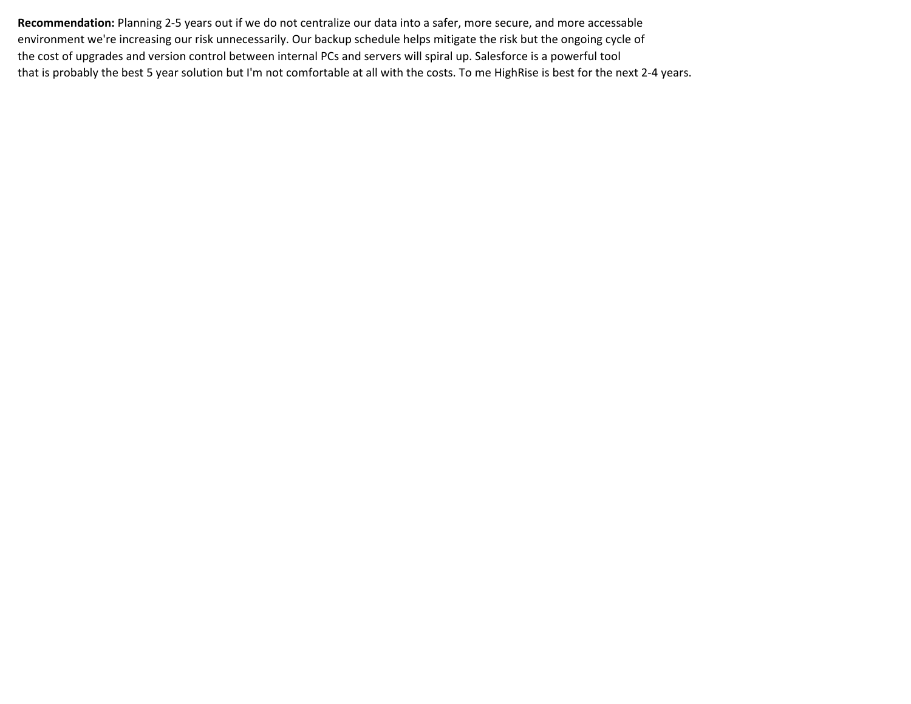**Recommendation:** Planning 2-5 years out if we do not centralize our data into a safer, more secure, and more accessable environment we're increasing our risk unnecessarily. Our backup schedule helps mitigate the risk but the ongoing cycle of the cost of upgrades and version control between internal PCs and servers will spiral up. Salesforce is a powerful tool that is probably the best 5 year solution but I'm not comfortable at all with the costs. To me HighRise is best for the next 2-4 years.